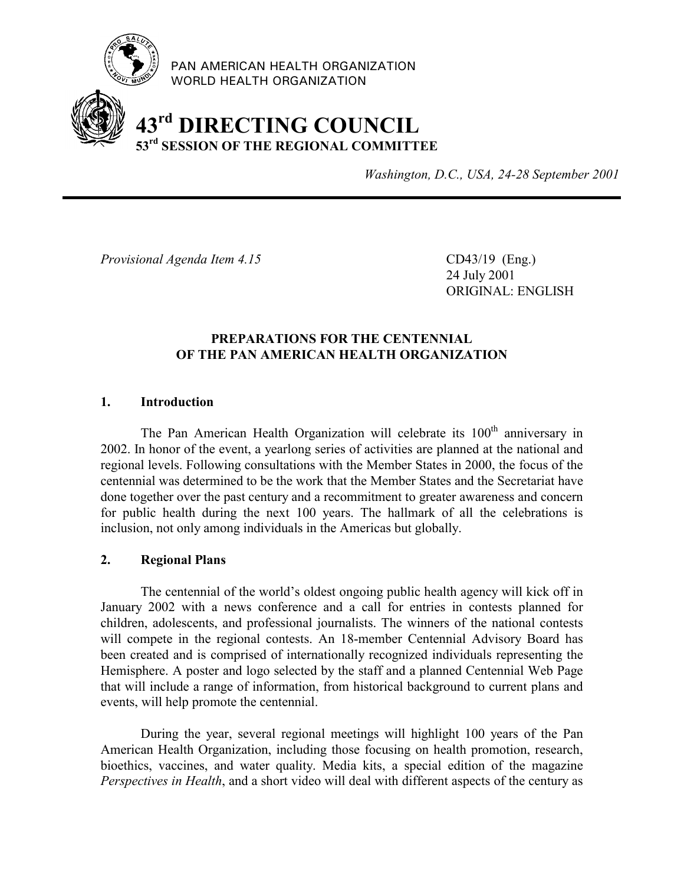PAN AMERICAN HEALTH ORGANIZATION
WORLD HEALTH ORGANIZATION

# 43rd DIRECTING COUNCIL
## 53rd SESSION OF THE REGIONAL COMMITTEE

*Washington, D.C., USA, 24-28 September 2001*

---

*Provisional Agenda Item 4.15*

CD43/19 (Eng.)
24 July 2001
ORIGINAL: ENGLISH

### PREPARATIONS FOR THE CENTENNIAL OF THE PAN AMERICAN HEALTH ORGANIZATION

#### 1. Introduction

The Pan American Health Organization will celebrate its 100th anniversary in 2002. In honor of the event, a yearlong series of activities are planned at the national and regional levels. Following consultations with the Member States in 2000, the focus of the centennial was determined to be the work that the Member States and the Secretariat have done together over the past century and a recommitment to greater awareness and concern for public health during the next 100 years. The hallmark of all the celebrations is inclusion, not only among individuals in the Americas but globally.

#### 2. Regional Plans

The centennial of the world's oldest ongoing public health agency will kick off in January 2002 with a news conference and a call for entries in contests planned for children, adolescents, and professional journalists. The winners of the national contests will compete in the regional contests. An 18-member Centennial Advisory Board has been created and is comprised of internationally recognized individuals representing the Hemisphere. A poster and logo selected by the staff and a planned Centennial Web Page that will include a range of information, from historical background to current plans and events, will help promote the centennial.

During the year, several regional meetings will highlight 100 years of the Pan American Health Organization, including those focusing on health promotion, research, bioethics, vaccines, and water quality. Media kits, a special edition of the magazine *Perspectives in Health*, and a short video will deal with different aspects of the century as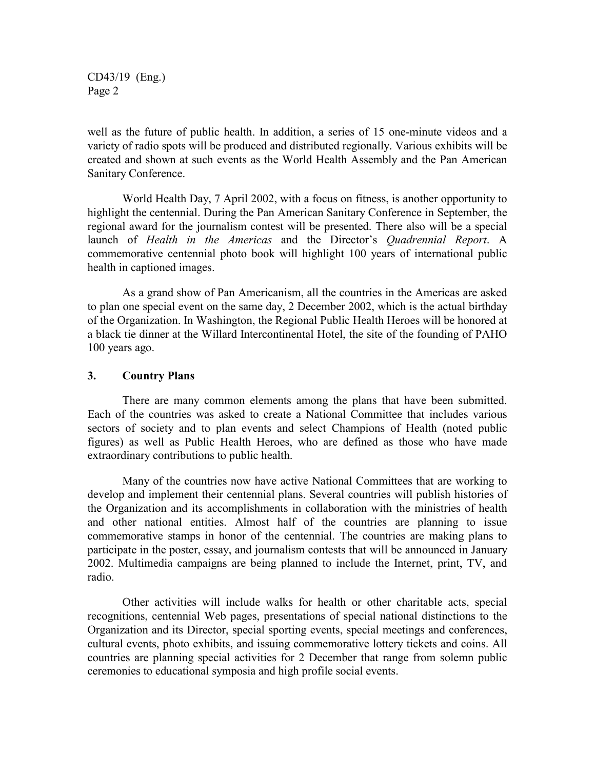well as the future of public health. In addition, a series of 15 one-minute videos and a variety of radio spots will be produced and distributed regionally. Various exhibits will be created and shown at such events as the World Health Assembly and the Pan American Sanitary Conference.

World Health Day, 7 April 2002, with a focus on fitness, is another opportunity to highlight the centennial. During the Pan American Sanitary Conference in September, the regional award for the journalism contest will be presented. There also will be a special launch of *Health in the Americas* and the Director's *Quadrennial Report*. A commemorative centennial photo book will highlight 100 years of international public health in captioned images.

As a grand show of Pan Americanism, all the countries in the Americas are asked to plan one special event on the same day, 2 December 2002, which is the actual birthday of the Organization. In Washington, the Regional Public Health Heroes will be honored at a black tie dinner at the Willard Intercontinental Hotel, the site of the founding of PAHO 100 years ago.

## 3. Country Plans

There are many common elements among the plans that have been submitted. Each of the countries was asked to create a National Committee that includes various sectors of society and to plan events and select Champions of Health (noted public figures) as well as Public Health Heroes, who are defined as those who have made extraordinary contributions to public health.

Many of the countries now have active National Committees that are working to develop and implement their centennial plans. Several countries will publish histories of the Organization and its accomplishments in collaboration with the ministries of health and other national entities. Almost half of the countries are planning to issue commemorative stamps in honor of the centennial. The countries are making plans to participate in the poster, essay, and journalism contests that will be announced in January 2002. Multimedia campaigns are being planned to include the Internet, print, TV, and radio.

Other activities will include walks for health or other charitable acts, special recognitions, centennial Web pages, presentations of special national distinctions to the Organization and its Director, special sporting events, special meetings and conferences, cultural events, photo exhibits, and issuing commemorative lottery tickets and coins. All countries are planning special activities for 2 December that range from solemn public ceremonies to educational symposia and high profile social events.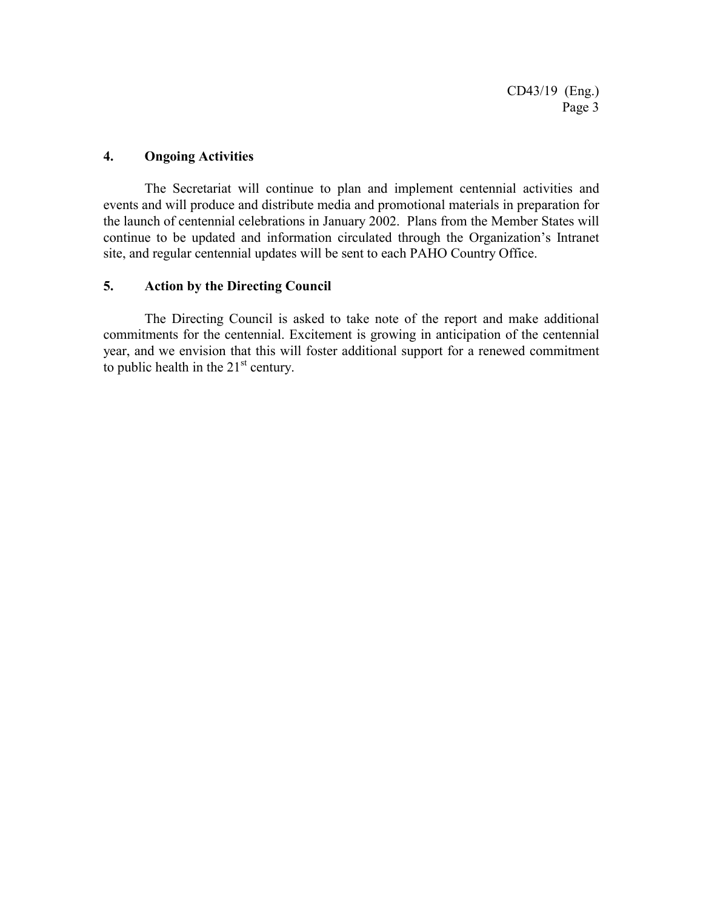## 4. Ongoing Activities

The Secretariat will continue to plan and implement centennial activities and events and will produce and distribute media and promotional materials in preparation for the launch of centennial celebrations in January 2002. Plans from the Member States will continue to be updated and information circulated through the Organization's Intranet site, and regular centennial updates will be sent to each PAHO Country Office.

## 5. Action by the Directing Council

The Directing Council is asked to take note of the report and make additional commitments for the centennial. Excitement is growing in anticipation of the centennial year, and we envision that this will foster additional support for a renewed commitment to public health in the 21st century.